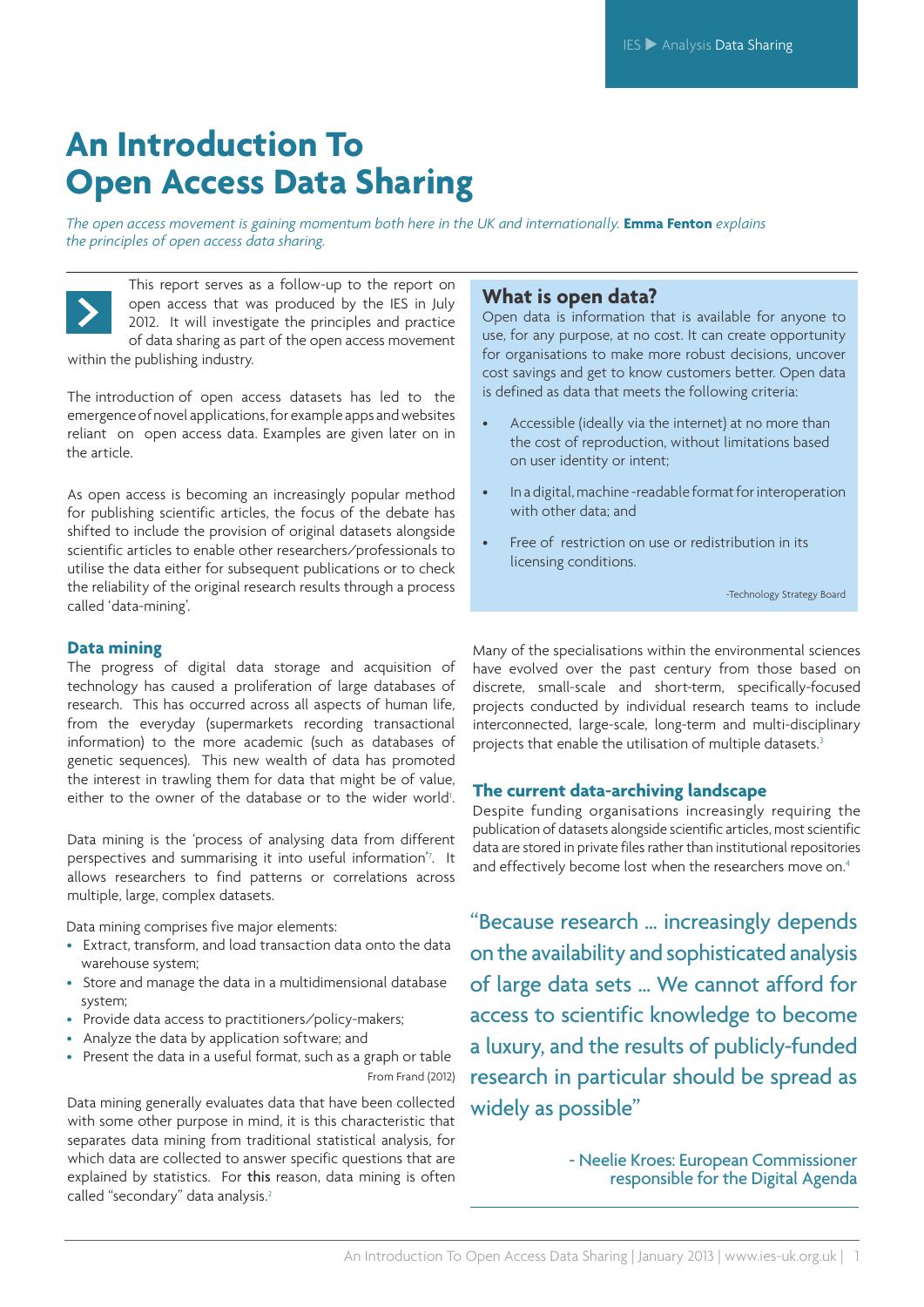# An Introduction To Open Access Data Sharing

*The open access movement is gaining momentum both here in the UK and internationally.* ***Emma Fenton*** *explains the principles of open access data sharing.*

This report serves as a follow-up to the report on open access that was produced by the IES in July 2012. It will investigate the principles and practice of data sharing as part of the open access movement within the publishing industry.

The introduction of open access datasets has led to the emergence of novel applications, for example apps and websites reliant on open access data. Examples are given later on in the article.

As open access is becoming an increasingly popular method for publishing scientific articles, the focus of the debate has shifted to include the provision of original datasets alongside scientific articles to enable other researchers/professionals to utilise the data either for subsequent publications or to check the reliability of the original research results through a process called 'data-mining'.

## Data mining

The progress of digital data storage and acquisition of technology has caused a proliferation of large databases of research. This has occurred across all aspects of human life, from the everyday (supermarkets recording transactional information) to the more academic (such as databases of genetic sequences). This new wealth of data has promoted the interest in trawling them for data that might be of value, either to the owner of the database or to the wider world[1].

Data mining is the 'process of analysing data from different perspectives and summarising it into useful information'[7]. It allows researchers to find patterns or correlations across multiple, large, complex datasets.

Data mining comprises five major elements:

- Extract, transform, and load transaction data onto the data warehouse system;
- Store and manage the data in a multidimensional database system;
- Provide data access to practitioners/policy-makers;
- Analyze the data by application software; and
- Present the data in a useful format, such as a graph or table

From Frand (2012)

Data mining generally evaluates data that have been collected with some other purpose in mind, it is this characteristic that separates data mining from traditional statistical analysis, for which data are collected to answer specific questions that are explained by statistics. For this reason, data mining is often called "secondary" data analysis.[2]

## What is open data?

Open data is information that is available for anyone to use, for any purpose, at no cost. It can create opportunity for organisations to make more robust decisions, uncover cost savings and get to know customers better. Open data is defined as data that meets the following criteria:

- Accessible (ideally via the internet) at no more than the cost of reproduction, without limitations based on user identity or intent;
- In a digital, machine-readable format for interoperation with other data; and
- Free of restriction on use or redistribution in its licensing conditions.

-Technology Strategy Board

Many of the specialisations within the environmental sciences have evolved over the past century from those based on discrete, small-scale and short-term, specifically-focused projects conducted by individual research teams to include interconnected, large-scale, long-term and multi-disciplinary projects that enable the utilisation of multiple datasets.[3]

## The current data-archiving landscape

Despite funding organisations increasingly requiring the publication of datasets alongside scientific articles, most scientific data are stored in private files rather than institutional repositories and effectively become lost when the researchers move on.[4]

> "Because research ... increasingly depends on the availability and sophisticated analysis of large data sets ... We cannot afford for access to scientific knowledge to become a luxury, and the results of publicly-funded research in particular should be spread as widely as possible"
>
> \- Neelie Kroes: European Commissioner responsible for the Digital Agenda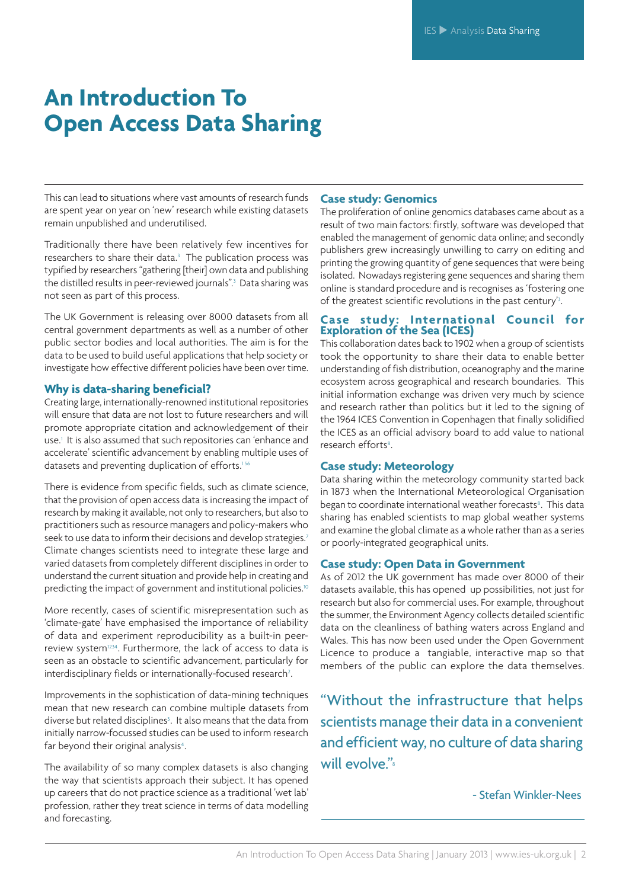# An Introduction To Open Access Data Sharing

This can lead to situations where vast amounts of research funds are spent year on year on 'new' research while existing datasets remain unpublished and underutilised.

Traditionally there have been relatively few incentives for researchers to share their data.[3] The publication process was typified by researchers "gathering [their] own data and publishing the distilled results in peer-reviewed journals".[3] Data sharing was not seen as part of this process.

The UK Government is releasing over 8000 datasets from all central government departments as well as a number of other public sector bodies and local authorities. The aim is for the data to be used to build useful applications that help society or investigate how effective different policies have been over time.

## Why is data-sharing beneficial?

Creating large, internationally-renowned institutional repositories will ensure that data are not lost to future researchers and will promote appropriate citation and acknowledgement of their use.[1] It is also assumed that such repositories can 'enhance and accelerate' scientific advancement by enabling multiple uses of datasets and preventing duplication of efforts.[1,5,6]

There is evidence from specific fields, such as climate science, that the provision of open access data is increasing the impact of research by making it available, not only to researchers, but also to practitioners such as resource managers and policy-makers who seek to use data to inform their decisions and develop strategies.[7] Climate changes scientists need to integrate these large and varied datasets from completely different disciplines in order to understand the current situation and provide help in creating and predicting the impact of government and institutional policies.[10]

More recently, cases of scientific misrepresentation such as 'climate-gate' have emphasised the importance of reliability of data and experiment reproducibility as a built-in peer-review system[1,2,3,4]. Furthermore, the lack of access to data is seen as an obstacle to scientific advancement, particularly for interdisciplinary fields or internationally-focused research[2].

Improvements in the sophistication of data-mining techniques mean that new research can combine multiple datasets from diverse but related disciplines[3]. It also means that the data from initially narrow-focussed studies can be used to inform research far beyond their original analysis[4].

The availability of so many complex datasets is also changing the way that scientists approach their subject. It has opened up careers that do not practice science as a traditional 'wet lab' profession, rather they treat science in terms of data modelling and forecasting.

## Case study: Genomics

The proliferation of online genomics databases came about as a result of two main factors: firstly, software was developed that enabled the management of genomic data online; and secondly publishers grew increasingly unwilling to carry on editing and printing the growing quantity of gene sequences that were being isolated. Nowadays registering gene sequences and sharing them online is standard procedure and is recognises as 'fostering one of the greatest scientific revolutions in the past century'[5].

## Case study: International Council for Exploration of the Sea (ICES)

This collaboration dates back to 1902 when a group of scientists took the opportunity to share their data to enable better understanding of fish distribution, oceanography and the marine ecosystem across geographical and research boundaries. This initial information exchange was driven very much by science and research rather than politics but it led to the signing of the 1964 ICES Convention in Copenhagen that finally solidified the ICES as an official advisory board to add value to national research efforts[8].

## Case study: Meteorology

Data sharing within the meteorology community started back in 1873 when the International Meteorological Organisation began to coordinate international weather forecasts[8]. This data sharing has enabled scientists to map global weather systems and examine the global climate as a whole rather than as a series or poorly-integrated geographical units.

## Case study: Open Data in Government

As of 2012 the UK government has made over 8000 of their datasets available, this has opened up possibilities, not just for research but also for commercial uses. For example, throughout the summer, the Environment Agency collects detailed scientific data on the cleanliness of bathing waters across England and Wales. This has now been used under the Open Government Licence to produce a tangiable, interactive map so that members of the public can explore the data themselves.

> "Without the infrastructure that helps scientists manage their data in a convenient and efficient way, no culture of data sharing will evolve."[8]
>
> \- Stefan Winkler-Nees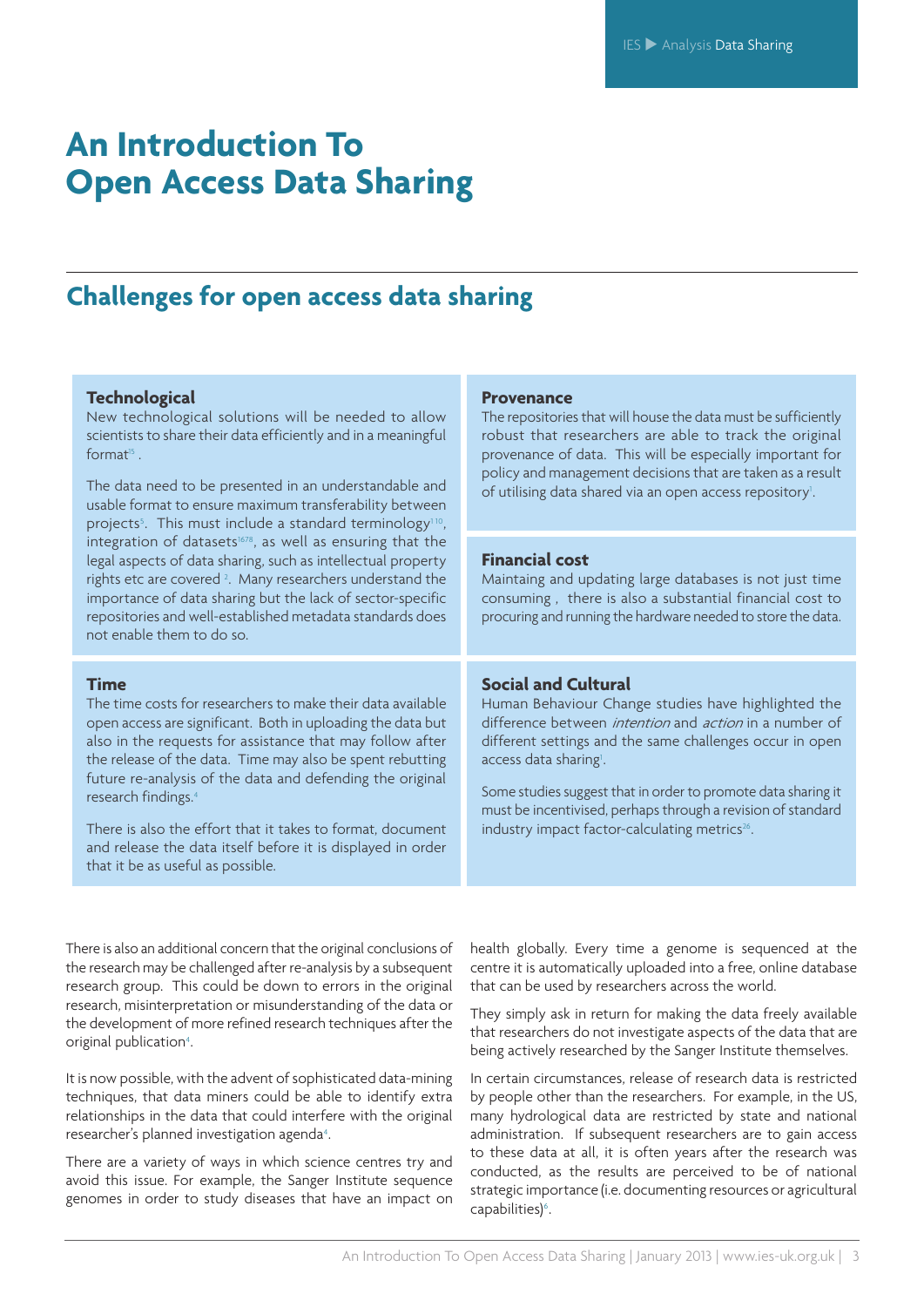# An Introduction To Open Access Data Sharing

## Challenges for open access data sharing

### Technological

New technological solutions will be needed to allow scientists to share their data efficiently and in a meaningful format[15].

The data need to be presented in an understandable and usable format to ensure maximum transferability between projects[5]. This must include a standard terminology[1,10], integration of datasets[1,6,7,8], as well as ensuring that the legal aspects of data sharing, such as intellectual property rights etc are covered [2]. Many researchers understand the importance of data sharing but the lack of sector-specific repositories and well-established metadata standards does not enable them to do so.

### Provenance

The repositories that will house the data must be sufficiently robust that researchers are able to track the original provenance of data. This will be especially important for policy and management decisions that are taken as a result of utilising data shared via an open access repository[1].

### Financial cost

Maintaing and updating large databases is not just time consuming , there is also a substantial financial cost to procuring and running the hardware needed to store the data.

### Time

The time costs for researchers to make their data available open access are significant. Both in uploading the data but also in the requests for assistance that may follow after the release of the data. Time may also be spent rebutting future re-analysis of the data and defending the original research findings.[4]

There is also the effort that it takes to format, document and release the data itself before it is displayed in order that it be as useful as possible.

### Social and Cultural

Human Behaviour Change studies have highlighted the difference between *intention* and *action* in a number of different settings and the same challenges occur in open access data sharing[1].

Some studies suggest that in order to promote data sharing it must be incentivised, perhaps through a revision of standard industry impact factor-calculating metrics[26].

There is also an additional concern that the original conclusions of the research may be challenged after re-analysis by a subsequent research group. This could be down to errors in the original research, misinterpretation or misunderstanding of the data or the development of more refined research techniques after the original publication[4].

It is now possible, with the advent of sophisticated data-mining techniques, that data miners could be able to identify extra relationships in the data that could interfere with the original researcher's planned investigation agenda[4].

There are a variety of ways in which science centres try and avoid this issue. For example, the Sanger Institute sequence genomes in order to study diseases that have an impact on health globally. Every time a genome is sequenced at the centre it is automatically uploaded into a free, online database that can be used by researchers across the world.

They simply ask in return for making the data freely available that researchers do not investigate aspects of the data that are being actively researched by the Sanger Institute themselves.

In certain circumstances, release of research data is restricted by people other than the researchers. For example, in the US, many hydrological data are restricted by state and national administration. If subsequent researchers are to gain access to these data at all, it is often years after the research was conducted, as the results are perceived to be of national strategic importance (i.e. documenting resources or agricultural capabilities)[6].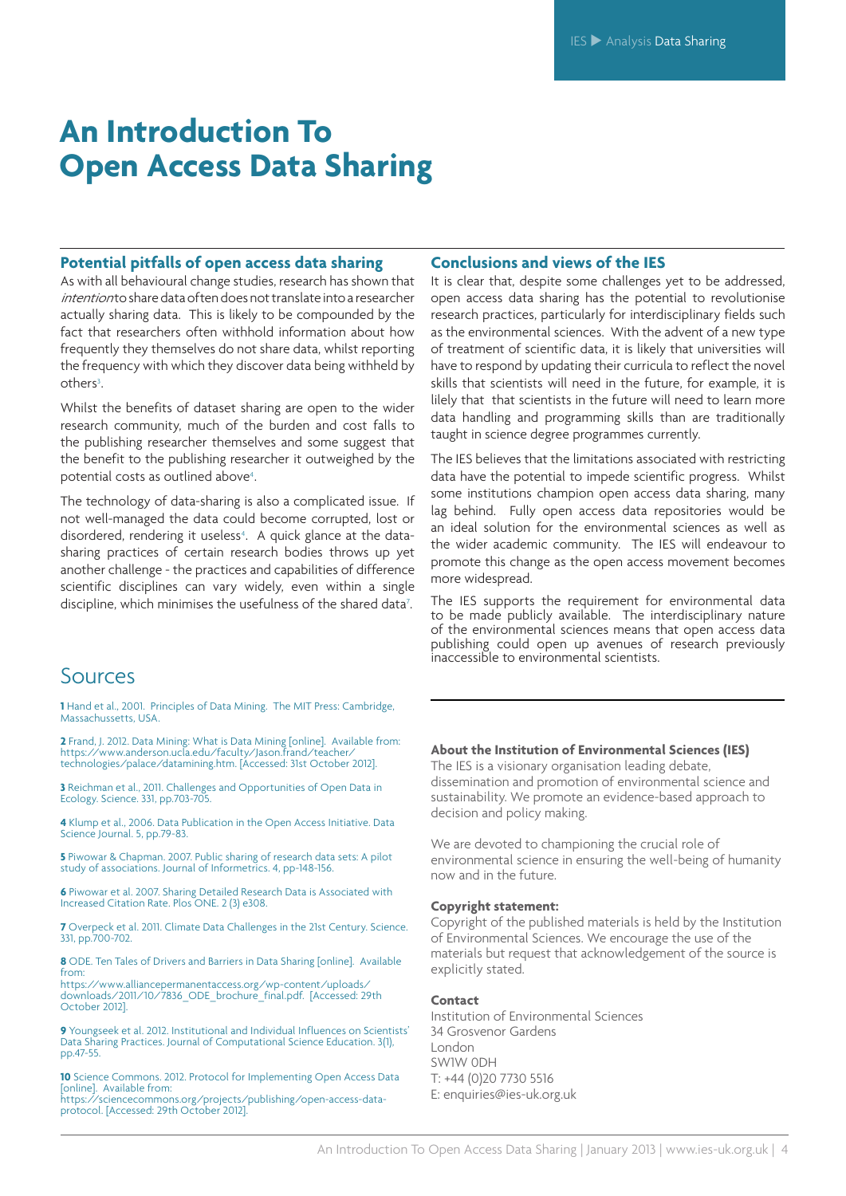# An Introduction To Open Access Data Sharing

## Potential pitfalls of open access data sharing

As with all behavioural change studies, research has shown that *intention* to share data often does not translate into a researcher actually sharing data. This is likely to be compounded by the fact that researchers often withhold information about how frequently they themselves do not share data, whilst reporting the frequency with which they discover data being withheld by others[3].

Whilst the benefits of dataset sharing are open to the wider research community, much of the burden and cost falls to the publishing researcher themselves and some suggest that the benefit to the publishing researcher it outweighed by the potential costs as outlined above[4].

The technology of data-sharing is also a complicated issue. If not well-managed the data could become corrupted, lost or disordered, rendering it useless[4]. A quick glance at the data-sharing practices of certain research bodies throws up yet another challenge - the practices and capabilities of difference scientific disciplines can vary widely, even within a single discipline, which minimises the usefulness of the shared data[7].

## Conclusions and views of the IES

It is clear that, despite some challenges yet to be addressed, open access data sharing has the potential to revolutionise research practices, particularly for interdisciplinary fields such as the environmental sciences. With the advent of a new type of treatment of scientific data, it is likely that universities will have to respond by updating their curricula to reflect the novel skills that scientists will need in the future, for example, it is lilely that that scientists in the future will need to learn more data handling and programming skills than are traditionally taught in science degree programmes currently.

The IES believes that the limitations associated with restricting data have the potential to impede scientific progress. Whilst some institutions champion open access data sharing, many lag behind. Fully open access data repositories would be an ideal solution for the environmental sciences as well as the wider academic community. The IES will endeavour to promote this change as the open access movement becomes more widespread.

The IES supports the requirement for environmental data to be made publicly available. The interdisciplinary nature of the environmental sciences means that open access data publishing could open up avenues of research previously inaccessible to environmental scientists.

## Sources

**1** Hand et al., 2001. Principles of Data Mining. The MIT Press: Cambridge, Massachussetts, USA.

**2** Frand, J. 2012. Data Mining: What is Data Mining [online]. Available from: https://www.anderson.ucla.edu/faculty/Jason.frand/teacher/technologies/palace/datamining.htm. [Accessed: 31st October 2012].

**3** Reichman et al., 2011. Challenges and Opportunities of Open Data in Ecology. Science. 331, pp.703-705.

**4** Klump et al., 2006. Data Publication in the Open Access Initiative. Data Science Journal. 5, pp.79-83.

**5** Piwowar & Chapman. 2007. Public sharing of research data sets: A pilot study of associations. Journal of Informetrics. 4, pp-148-156.

**6** Piwowar et al. 2007. Sharing Detailed Research Data is Associated with Increased Citation Rate. Plos ONE. 2 (3) e308.

**7** Overpeck et al. 2011. Climate Data Challenges in the 21st Century. Science. 331, pp.700-702.

**8** ODE. Ten Tales of Drivers and Barriers in Data Sharing [online]. Available from: https://www.alliancepermanentaccess.org/wp-content/uploads/downloads/2011/10/7836_ODE_brochure_final.pdf. [Accessed: 29th October 2012].

**9** Youngseek et al. 2012. Institutional and Individual Influences on Scientists' Data Sharing Practices. Journal of Computational Science Education. 3(1), pp.47-55.

**10** Science Commons. 2012. Protocol for Implementing Open Access Data [online]. Available from: https://sciencecommons.org/projects/publishing/open-access-data-protocol. [Accessed: 29th October 2012].

**About the Institution of Environmental Sciences (IES)**

The IES is a visionary organisation leading debate, dissemination and promotion of environmental science and sustainability. We promote an evidence-based approach to decision and policy making.

We are devoted to championing the crucial role of environmental science in ensuring the well-being of humanity now and in the future.

**Copyright statement:**

Copyright of the published materials is held by the Institution of Environmental Sciences. We encourage the use of the materials but request that acknowledgement of the source is explicitly stated.

**Contact**

Institution of Environmental Sciences
34 Grosvenor Gardens
London
SW1W 0DH
T: +44 (0)20 7730 5516
E: enquiries@ies-uk.org.uk